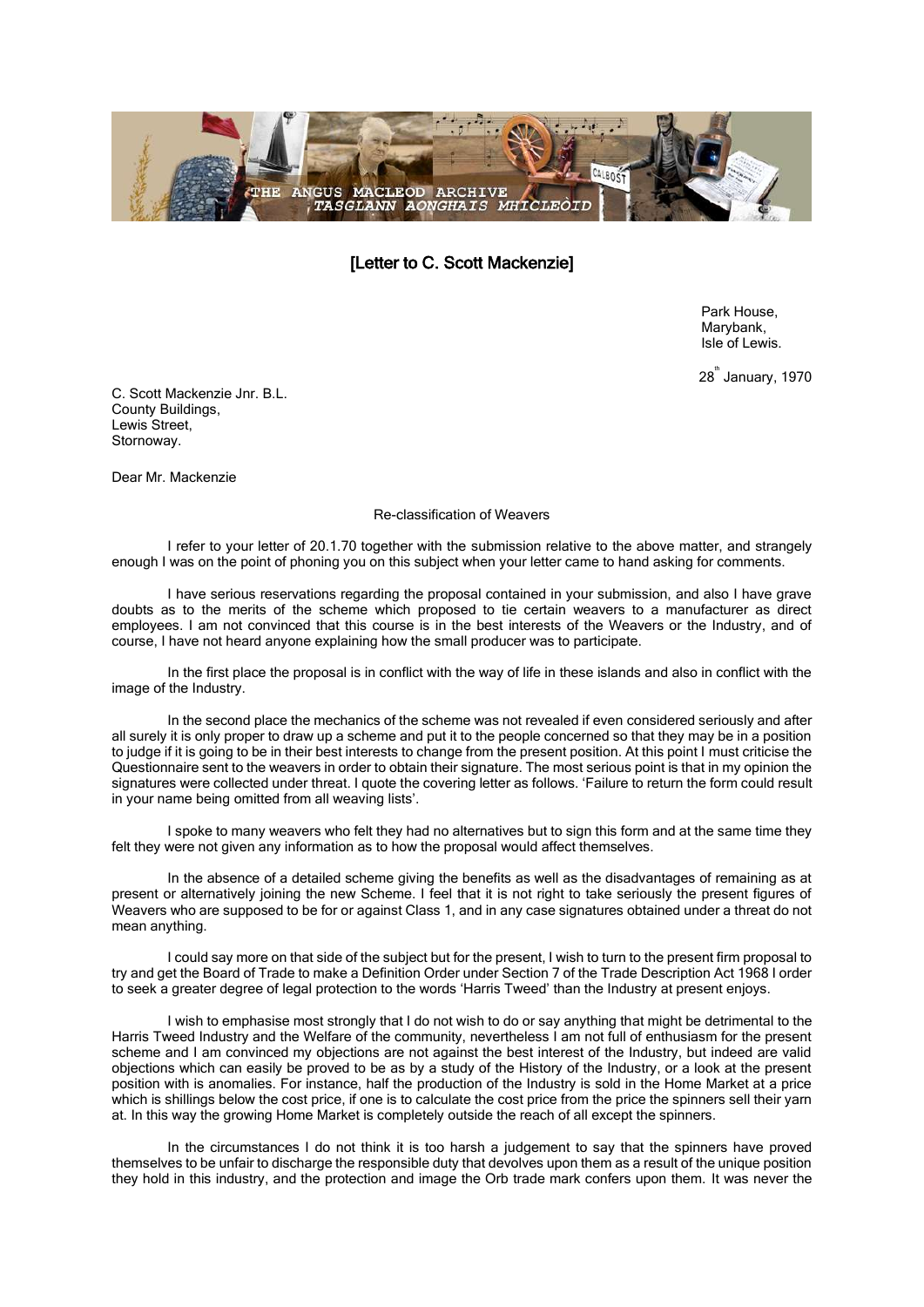# [Letter to C. Scott Mackenzie]

Park House,
Marybank,
Isle of Lewis.

28th January, 1970

C. Scott Mackenzie Jnr. B.L.
County Buildings,
Lewis Street,
Stornoway.

Dear Mr. Mackenzie

Re-classification of Weavers

I refer to your letter of 20.1.70 together with the submission relative to the above matter, and strangely enough I was on the point of phoning you on this subject when your letter came to hand asking for comments.

I have serious reservations regarding the proposal contained in your submission, and also I have grave doubts as to the merits of the scheme which proposed to tie certain weavers to a manufacturer as direct employees. I am not convinced that this course is in the best interests of the Weavers or the Industry, and of course, I have not heard anyone explaining how the small producer was to participate.

In the first place the proposal is in conflict with the way of life in these islands and also in conflict with the image of the Industry.

In the second place the mechanics of the scheme was not revealed if even considered seriously and after all surely it is only proper to draw up a scheme and put it to the people concerned so that they may be in a position to judge if it is going to be in their best interests to change from the present position. At this point I must criticise the Questionnaire sent to the weavers in order to obtain their signature. The most serious point is that in my opinion the signatures were collected under threat. I quote the covering letter as follows. 'Failure to return the form could result in your name being omitted from all weaving lists'.

I spoke to many weavers who felt they had no alternatives but to sign this form and at the same time they felt they were not given any information as to how the proposal would affect themselves.

In the absence of a detailed scheme giving the benefits as well as the disadvantages of remaining as at present or alternatively joining the new Scheme. I feel that it is not right to take seriously the present figures of Weavers who are supposed to be for or against Class 1, and in any case signatures obtained under a threat do not mean anything.

I could say more on that side of the subject but for the present, I wish to turn to the present firm proposal to try and get the Board of Trade to make a Definition Order under Section 7 of the Trade Description Act 1968 I order to seek a greater degree of legal protection to the words 'Harris Tweed' than the Industry at present enjoys.

I wish to emphasise most strongly that I do not wish to do or say anything that might be detrimental to the Harris Tweed Industry and the Welfare of the community, nevertheless I am not full of enthusiasm for the present scheme and I am convinced my objections are not against the best interest of the Industry, but indeed are valid objections which can easily be proved to be as by a study of the History of the Industry, or a look at the present position with is anomalies. For instance, half the production of the Industry is sold in the Home Market at a price which is shillings below the cost price, if one is to calculate the cost price from the price the spinners sell their yarn at. In this way the growing Home Market is completely outside the reach of all except the spinners.

In the circumstances I do not think it is too harsh a judgement to say that the spinners have proved themselves to be unfair to discharge the responsible duty that devolves upon them as a result of the unique position they hold in this industry, and the protection and image the Orb trade mark confers upon them. It was never the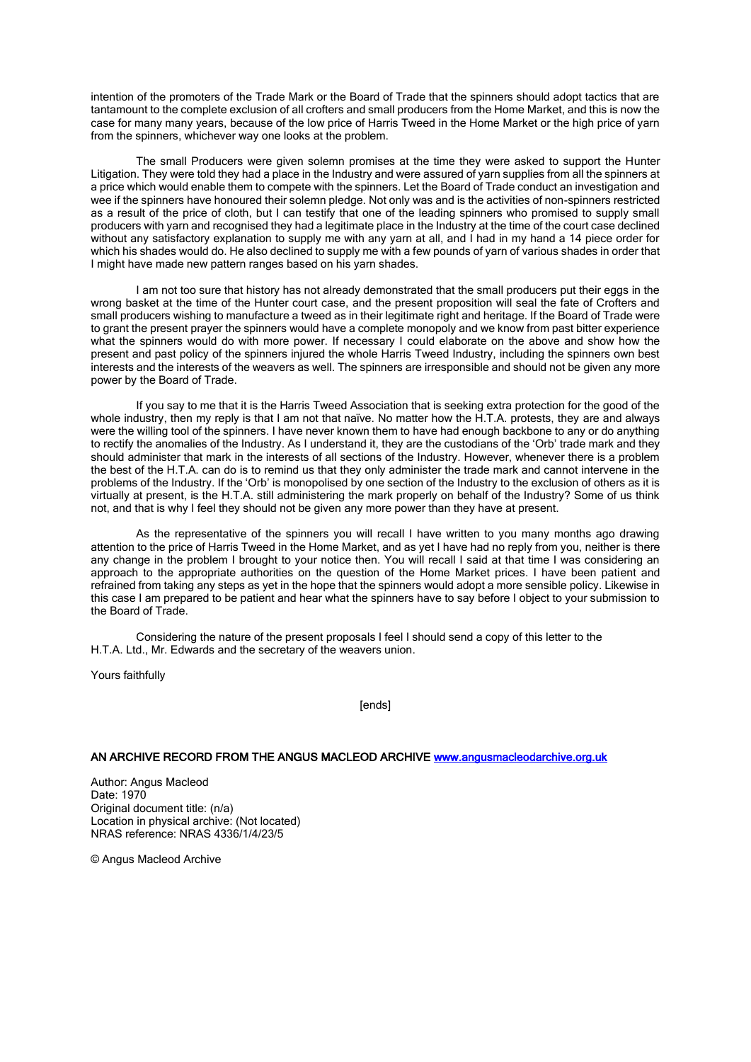intention of the promoters of the Trade Mark or the Board of Trade that the spinners should adopt tactics that are tantamount to the complete exclusion of all crofters and small producers from the Home Market, and this is now the case for many many years, because of the low price of Harris Tweed in the Home Market or the high price of yarn from the spinners, whichever way one looks at the problem.

The small Producers were given solemn promises at the time they were asked to support the Hunter Litigation. They were told they had a place in the Industry and were assured of yarn supplies from all the spinners at a price which would enable them to compete with the spinners. Let the Board of Trade conduct an investigation and wee if the spinners have honoured their solemn pledge. Not only was and is the activities of non-spinners restricted as a result of the price of cloth, but I can testify that one of the leading spinners who promised to supply small producers with yarn and recognised they had a legitimate place in the Industry at the time of the court case declined without any satisfactory explanation to supply me with any yarn at all, and I had in my hand a 14 piece order for which his shades would do. He also declined to supply me with a few pounds of yarn of various shades in order that I might have made new pattern ranges based on his yarn shades.

I am not too sure that history has not already demonstrated that the small producers put their eggs in the wrong basket at the time of the Hunter court case, and the present proposition will seal the fate of Crofters and small producers wishing to manufacture a tweed as in their legitimate right and heritage. If the Board of Trade were to grant the present prayer the spinners would have a complete monopoly and we know from past bitter experience what the spinners would do with more power. If necessary I could elaborate on the above and show how the present and past policy of the spinners injured the whole Harris Tweed Industry, including the spinners own best interests and the interests of the weavers as well. The spinners are irresponsible and should not be given any more power by the Board of Trade.

If you say to me that it is the Harris Tweed Association that is seeking extra protection for the good of the whole industry, then my reply is that I am not that naïve. No matter how the H.T.A. protests, they are and always were the willing tool of the spinners. I have never known them to have had enough backbone to any or do anything to rectify the anomalies of the Industry. As I understand it, they are the custodians of the 'Orb' trade mark and they should administer that mark in the interests of all sections of the Industry. However, whenever there is a problem the best of the H.T.A. can do is to remind us that they only administer the trade mark and cannot intervene in the problems of the Industry. If the 'Orb' is monopolised by one section of the Industry to the exclusion of others as it is virtually at present, is the H.T.A. still administering the mark properly on behalf of the Industry? Some of us think not, and that is why I feel they should not be given any more power than they have at present.

As the representative of the spinners you will recall I have written to you many months ago drawing attention to the price of Harris Tweed in the Home Market, and as yet I have had no reply from you, neither is there any change in the problem I brought to your notice then. You will recall I said at that time I was considering an approach to the appropriate authorities on the question of the Home Market prices. I have been patient and refrained from taking any steps as yet in the hope that the spinners would adopt a more sensible policy. Likewise in this case I am prepared to be patient and hear what the spinners have to say before I object to your submission to the Board of Trade.

Considering the nature of the present proposals I feel I should send a copy of this letter to the H.T.A. Ltd., Mr. Edwards and the secretary of the weavers union.

Yours faithfully

[ends]

**AN ARCHIVE RECORD FROM THE ANGUS MACLEOD ARCHIVE [www.angusmacleodarchive.org.uk](http://www.angusmacleodarchive.org.uk)**

Author: Angus Macleod
Date: 1970
Original document title: (n/a)
Location in physical archive: (Not located)
NRAS reference: NRAS 4336/1/4/23/5

© Angus Macleod Archive